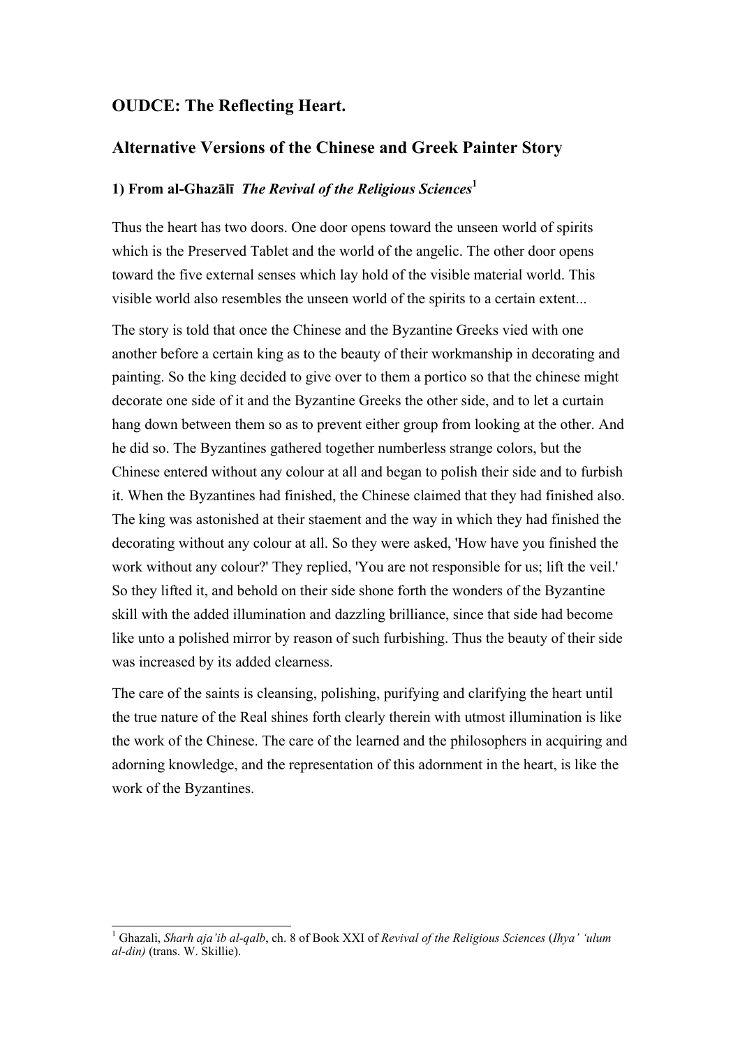## OUDCE: The Reflecting Heart.

## Alternative Versions of the Chinese and Greek Painter Story

### 1) From al-Ghazālī *The Revival of the Religious Sciences*[1]

Thus the heart has two doors. One door opens toward the unseen world of spirits which is the Preserved Tablet and the world of the angelic. The other door opens toward the five external senses which lay hold of the visible material world. This visible world also resembles the unseen world of the spirits to a certain extent...

The story is told that once the Chinese and the Byzantine Greeks vied with one another before a certain king as to the beauty of their workmanship in decorating and painting. So the king decided to give over to them a portico so that the chinese might decorate one side of it and the Byzantine Greeks the other side, and to let a curtain hang down between them so as to prevent either group from looking at the other. And he did so. The Byzantines gathered together numberless strange colors, but the Chinese entered without any colour at all and began to polish their side and to furbish it. When the Byzantines had finished, the Chinese claimed that they had finished also. The king was astonished at their staement and the way in which they had finished the decorating without any colour at all. So they were asked, 'How have you finished the work without any colour?' They replied, 'You are not responsible for us; lift the veil.' So they lifted it, and behold on their side shone forth the wonders of the Byzantine skill with the added illumination and dazzling brilliance, since that side had become like unto a polished mirror by reason of such furbishing. Thus the beauty of their side was increased by its added clearness.

The care of the saints is cleansing, polishing, purifying and clarifying the heart until the true nature of the Real shines forth clearly therein with utmost illumination is like the work of the Chinese. The care of the learned and the philosophers in acquiring and adorning knowledge, and the representation of this adornment in the heart, is like the work of the Byzantines.

---

[1] Ghazali, *Sharh aja'ib al-qalb*, ch. 8 of Book XXI of *Revival of the Religious Sciences* (*Ihya' 'ulum al-din)* (trans. W. Skillie).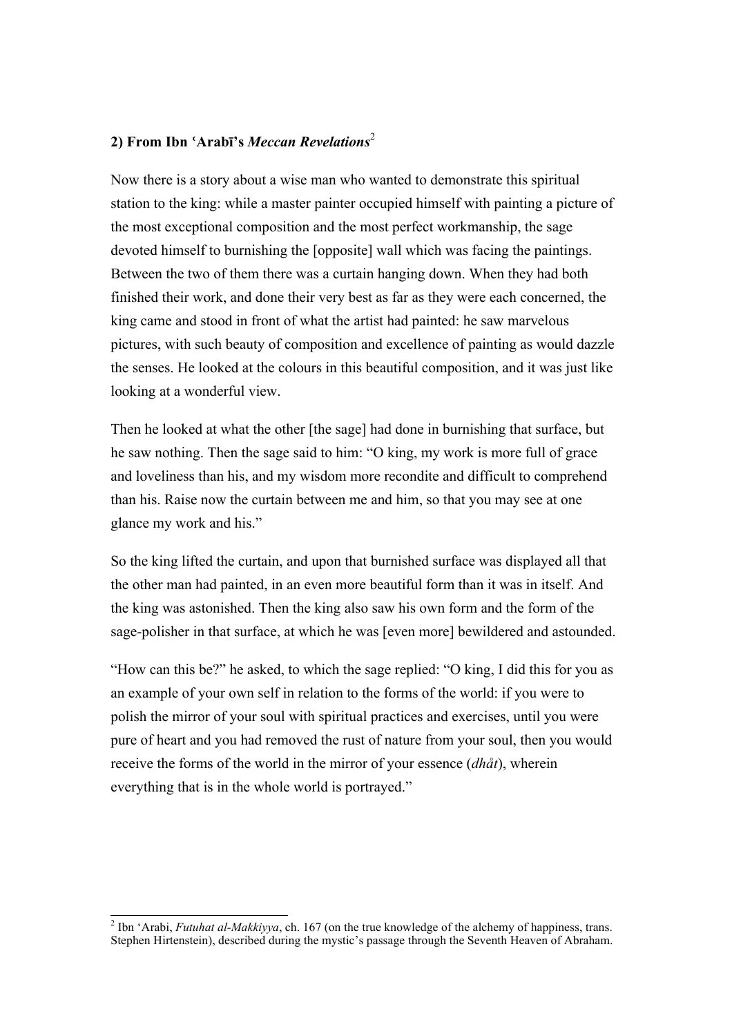## 2) From Ibn ʿArabī's *Meccan Revelations*[2]

Now there is a story about a wise man who wanted to demonstrate this spiritual station to the king: while a master painter occupied himself with painting a picture of the most exceptional composition and the most perfect workmanship, the sage devoted himself to burnishing the [opposite] wall which was facing the paintings. Between the two of them there was a curtain hanging down. When they had both finished their work, and done their very best as far as they were each concerned, the king came and stood in front of what the artist had painted: he saw marvelous pictures, with such beauty of composition and excellence of painting as would dazzle the senses. He looked at the colours in this beautiful composition, and it was just like looking at a wonderful view.

Then he looked at what the other [the sage] had done in burnishing that surface, but he saw nothing. Then the sage said to him: "O king, my work is more full of grace and loveliness than his, and my wisdom more recondite and difficult to comprehend than his. Raise now the curtain between me and him, so that you may see at one glance my work and his."

So the king lifted the curtain, and upon that burnished surface was displayed all that the other man had painted, in an even more beautiful form than it was in itself. And the king was astonished. Then the king also saw his own form and the form of the sage-polisher in that surface, at which he was [even more] bewildered and astounded.

"How can this be?" he asked, to which the sage replied: "O king, I did this for you as an example of your own self in relation to the forms of the world: if you were to polish the mirror of your soul with spiritual practices and exercises, until you were pure of heart and you had removed the rust of nature from your soul, then you would receive the forms of the world in the mirror of your essence (*dhåt*), wherein everything that is in the whole world is portrayed."

[2] Ibn ʿArabi, *Futuhat al-Makkiyya*, ch. 167 (on the true knowledge of the alchemy of happiness, trans. Stephen Hirtenstein), described during the mystic's passage through the Seventh Heaven of Abraham.